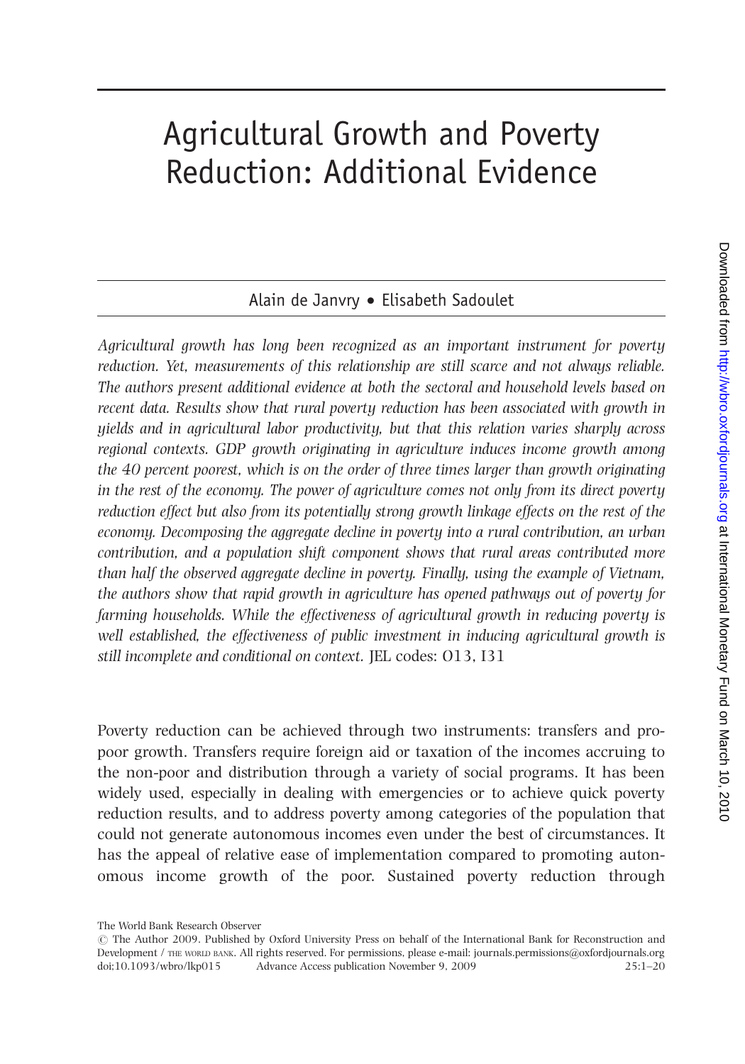# Agricultural Growth and Poverty Reduction: Additional Evidence

Alain de Janvry • Elisabeth Sadoulet

*Agricultural growth has long been recognized as an important instrument for poverty reduction. Yet, measurements of this relationship are still scarce and not always reliable. The authors present additional evidence at both the sectoral and household levels based on recent data. Results show that rural poverty reduction has been associated with growth in yields and in agricultural labor productivity, but that this relation varies sharply across regional contexts. GDP growth originating in agriculture induces income growth among the 40 percent poorest, which is on the order of three times larger than growth originating in the rest of the economy. The power of agriculture comes not only from its direct poverty reduction effect but also from its potentially strong growth linkage effects on the rest of the economy. Decomposing the aggregate decline in poverty into a rural contribution, an urban contribution, and a population shift component shows that rural areas contributed more than half the observed aggregate decline in poverty. Finally, using the example of Vietnam, the authors show that rapid growth in agriculture has opened pathways out of poverty for farming households. While the effectiveness of agricultural growth in reducing poverty is well established, the effectiveness of public investment in inducing agricultural growth is still incomplete and conditional on context.* JEL codes: O13, I31

Poverty reduction can be achieved through two instruments: transfers and pro-poor growth. Transfers require foreign aid or taxation of the incomes accruing to the non-poor and distribution through a variety of social programs. It has been widely used, especially in dealing with emergencies or to achieve quick poverty reduction results, and to address poverty among categories of the population that could not generate autonomous incomes even under the best of circumstances. It has the appeal of relative ease of implementation compared to promoting autonomous income growth of the poor. Sustained poverty reduction through

The World Bank Research Observer
© The Author 2009. Published by Oxford University Press on behalf of the International Bank for Reconstruction and Development / THE WORLD BANK. All rights reserved. For permissions, please e-mail: journals.permissions@oxfordjournals.org
doi;10.1093/wbro/lkp015 Advance Access publication November 9, 2009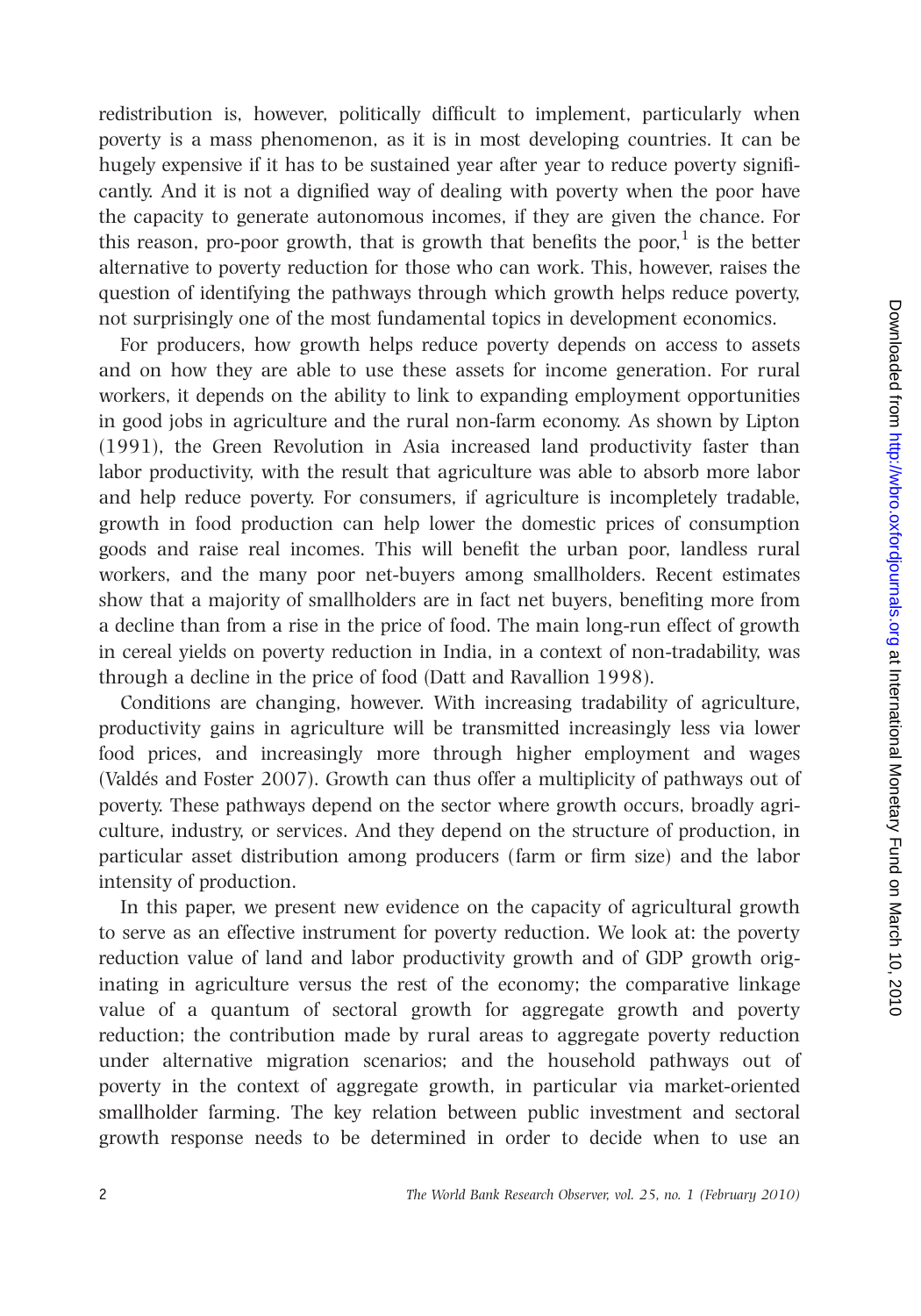redistribution is, however, politically difficult to implement, particularly when poverty is a mass phenomenon, as it is in most developing countries. It can be hugely expensive if it has to be sustained year after year to reduce poverty significantly. And it is not a dignified way of dealing with poverty when the poor have the capacity to generate autonomous incomes, if they are given the chance. For this reason, pro-poor growth, that is growth that benefits the poor,[1] is the better alternative to poverty reduction for those who can work. This, however, raises the question of identifying the pathways through which growth helps reduce poverty, not surprisingly one of the most fundamental topics in development economics.

For producers, how growth helps reduce poverty depends on access to assets and on how they are able to use these assets for income generation. For rural workers, it depends on the ability to link to expanding employment opportunities in good jobs in agriculture and the rural non-farm economy. As shown by Lipton (1991), the Green Revolution in Asia increased land productivity faster than labor productivity, with the result that agriculture was able to absorb more labor and help reduce poverty. For consumers, if agriculture is incompletely tradable, growth in food production can help lower the domestic prices of consumption goods and raise real incomes. This will benefit the urban poor, landless rural workers, and the many poor net-buyers among smallholders. Recent estimates show that a majority of smallholders are in fact net buyers, benefiting more from a decline than from a rise in the price of food. The main long-run effect of growth in cereal yields on poverty reduction in India, in a context of non-tradability, was through a decline in the price of food (Datt and Ravallion 1998).

Conditions are changing, however. With increasing tradability of agriculture, productivity gains in agriculture will be transmitted increasingly less via lower food prices, and increasingly more through higher employment and wages (Valdés and Foster 2007). Growth can thus offer a multiplicity of pathways out of poverty. These pathways depend on the sector where growth occurs, broadly agriculture, industry, or services. And they depend on the structure of production, in particular asset distribution among producers (farm or firm size) and the labor intensity of production.

In this paper, we present new evidence on the capacity of agricultural growth to serve as an effective instrument for poverty reduction. We look at: the poverty reduction value of land and labor productivity growth and of GDP growth originating in agriculture versus the rest of the economy; the comparative linkage value of a quantum of sectoral growth for aggregate growth and poverty reduction; the contribution made by rural areas to aggregate poverty reduction under alternative migration scenarios; and the household pathways out of poverty in the context of aggregate growth, in particular via market-oriented smallholder farming. The key relation between public investment and sectoral growth response needs to be determined in order to decide when to use an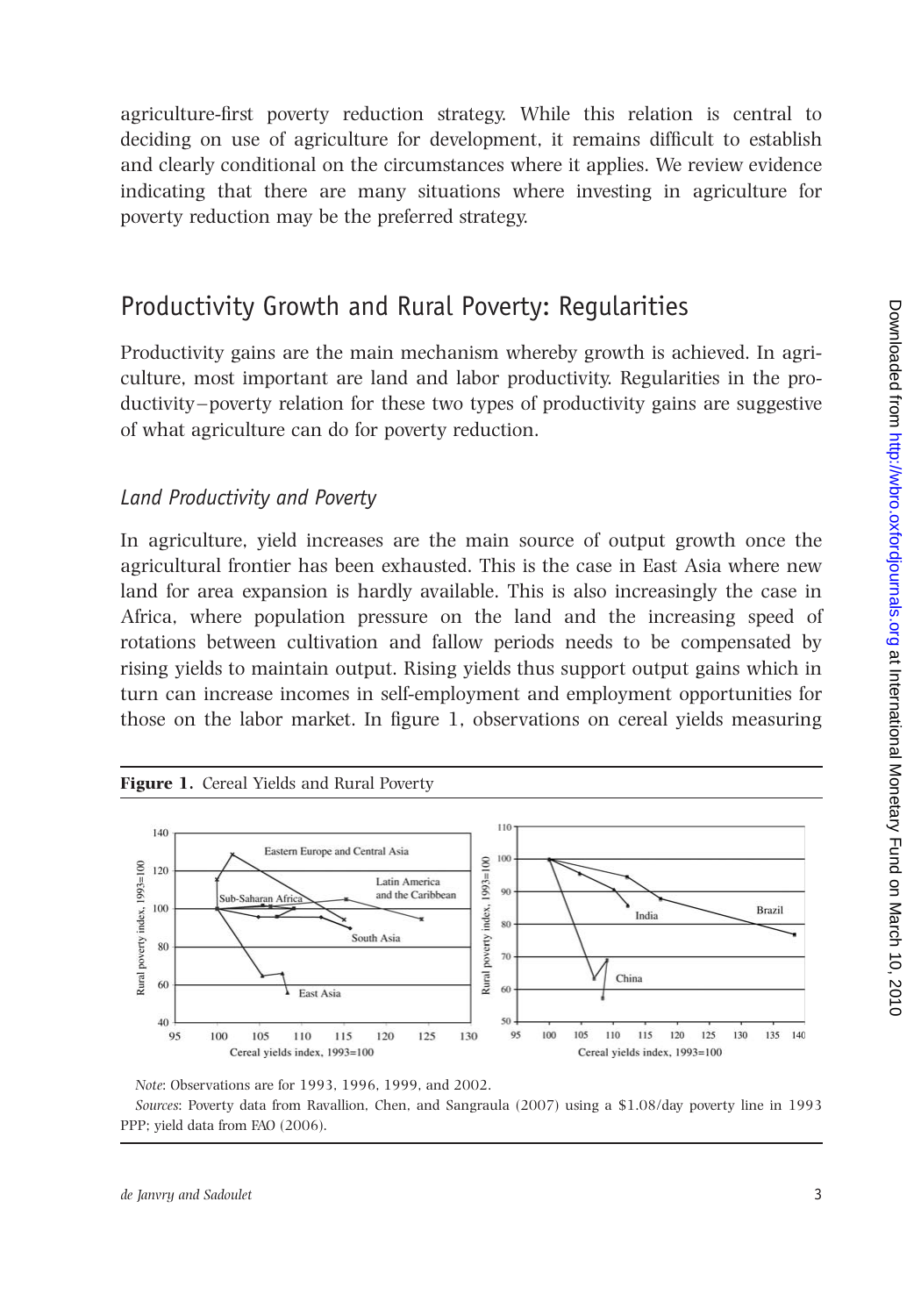agriculture-first poverty reduction strategy. While this relation is central to deciding on use of agriculture for development, it remains difficult to establish and clearly conditional on the circumstances where it applies. We review evidence indicating that there are many situations where investing in agriculture for poverty reduction may be the preferred strategy.

## Productivity Growth and Rural Poverty: Regularities

Productivity gains are the main mechanism whereby growth is achieved. In agriculture, most important are land and labor productivity. Regularities in the productivity–poverty relation for these two types of productivity gains are suggestive of what agriculture can do for poverty reduction.

### *Land Productivity and Poverty*

In agriculture, yield increases are the main source of output growth once the agricultural frontier has been exhausted. This is the case in East Asia where new land for area expansion is hardly available. This is also increasingly the case in Africa, where population pressure on the land and the increasing speed of rotations between cultivation and fallow periods needs to be compensated by rising yields to maintain output. Rising yields thus support output gains which in turn can increase incomes in self-employment and employment opportunities for those on the labor market. In figure 1, observations on cereal yields measuring

**Figure 1.** Cereal Yields and Rural Poverty

*Note*: Observations are for 1993, 1996, 1999, and 2002.

*Sources*: Poverty data from Ravallion, Chen, and Sangraula (2007) using a \$1.08/day poverty line in 1993 PPP; yield data from FAO (2006).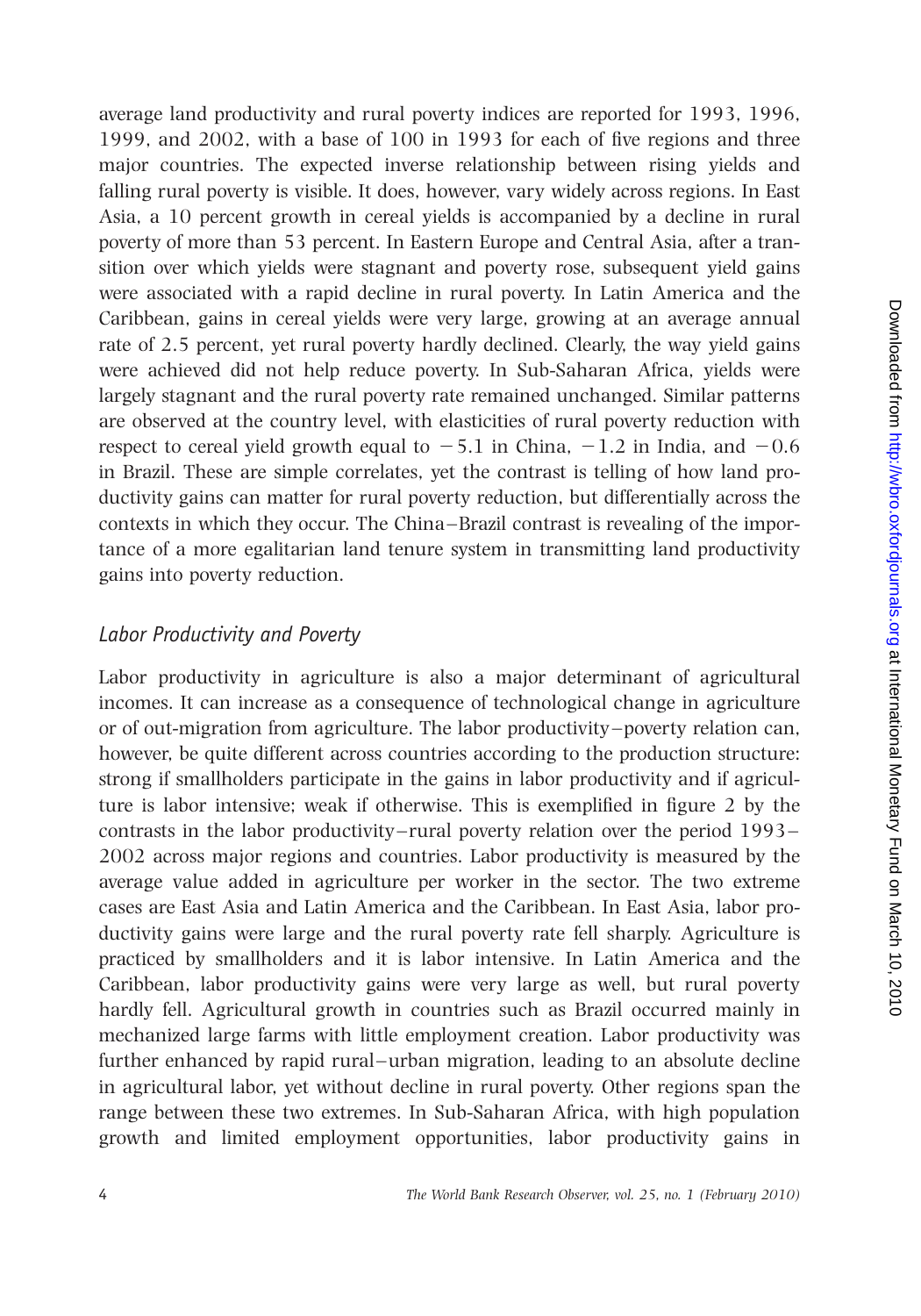average land productivity and rural poverty indices are reported for 1993, 1996, 1999, and 2002, with a base of 100 in 1993 for each of five regions and three major countries. The expected inverse relationship between rising yields and falling rural poverty is visible. It does, however, vary widely across regions. In East Asia, a 10 percent growth in cereal yields is accompanied by a decline in rural poverty of more than 53 percent. In Eastern Europe and Central Asia, after a transition over which yields were stagnant and poverty rose, subsequent yield gains were associated with a rapid decline in rural poverty. In Latin America and the Caribbean, gains in cereal yields were very large, growing at an average annual rate of 2.5 percent, yet rural poverty hardly declined. Clearly, the way yield gains were achieved did not help reduce poverty. In Sub-Saharan Africa, yields were largely stagnant and the rural poverty rate remained unchanged. Similar patterns are observed at the country level, with elasticities of rural poverty reduction with respect to cereal yield growth equal to $-5.1$ in China, $-1.2$ in India, and $-0.6$ in Brazil. These are simple correlates, yet the contrast is telling of how land productivity gains can matter for rural poverty reduction, but differentially across the contexts in which they occur. The China–Brazil contrast is revealing of the importance of a more egalitarian land tenure system in transmitting land productivity gains into poverty reduction.

## *Labor Productivity and Poverty*

Labor productivity in agriculture is also a major determinant of agricultural incomes. It can increase as a consequence of technological change in agriculture or of out-migration from agriculture. The labor productivity–poverty relation can, however, be quite different across countries according to the production structure: strong if smallholders participate in the gains in labor productivity and if agriculture is labor intensive; weak if otherwise. This is exemplified in figure 2 by the contrasts in the labor productivity–rural poverty relation over the period 1993–2002 across major regions and countries. Labor productivity is measured by the average value added in agriculture per worker in the sector. The two extreme cases are East Asia and Latin America and the Caribbean. In East Asia, labor productivity gains were large and the rural poverty rate fell sharply. Agriculture is practiced by smallholders and it is labor intensive. In Latin America and the Caribbean, labor productivity gains were very large as well, but rural poverty hardly fell. Agricultural growth in countries such as Brazil occurred mainly in mechanized large farms with little employment creation. Labor productivity was further enhanced by rapid rural–urban migration, leading to an absolute decline in agricultural labor, yet without decline in rural poverty. Other regions span the range between these two extremes. In Sub-Saharan Africa, with high population growth and limited employment opportunities, labor productivity gains in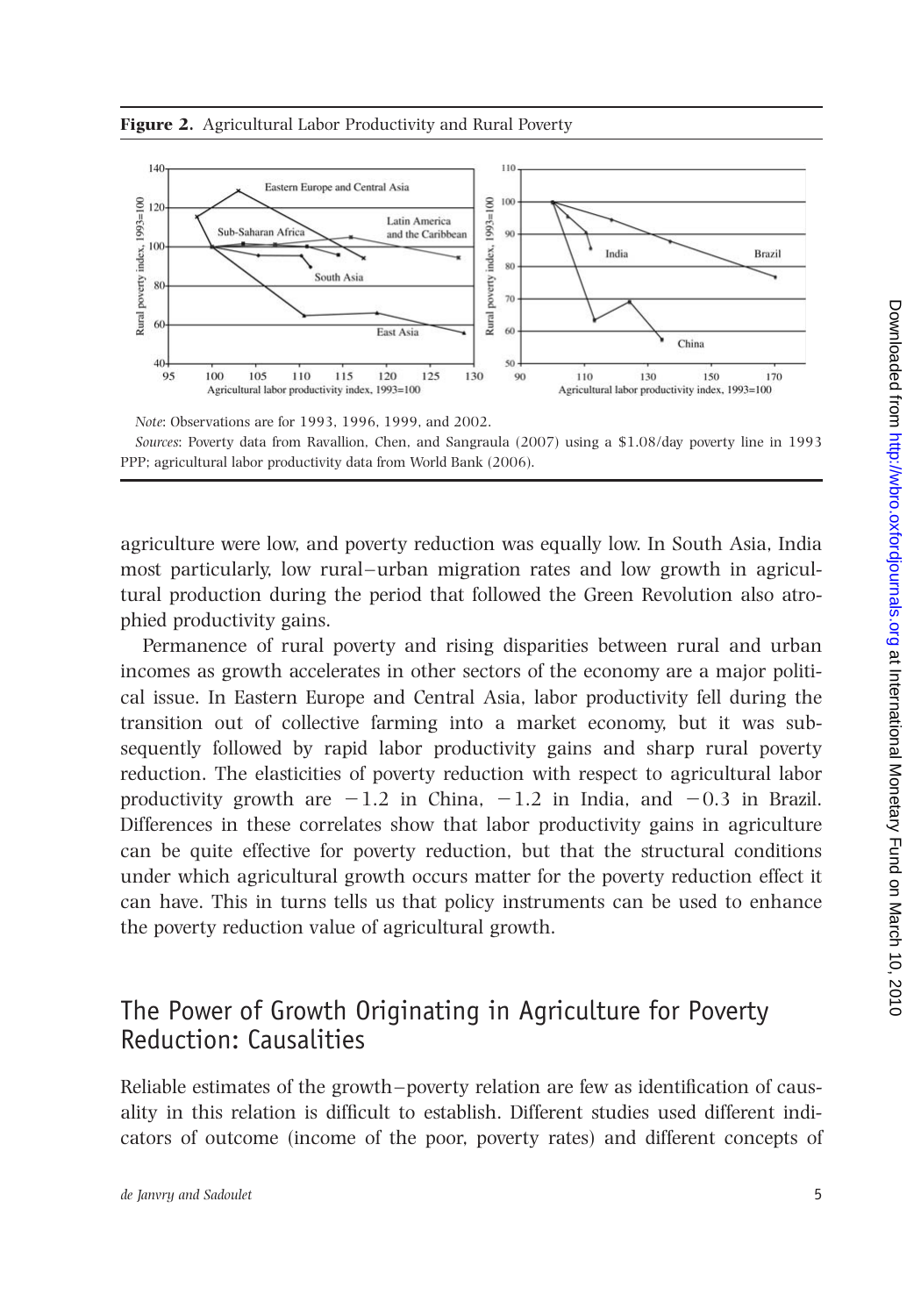**Figure 2.** Agricultural Labor Productivity and Rural Poverty

*Note*: Observations are for 1993, 1996, 1999, and 2002.

*Sources*: Poverty data from Ravallion, Chen, and Sangraula (2007) using a \$1.08/day poverty line in 1993 PPP; agricultural labor productivity data from World Bank (2006).

agriculture were low, and poverty reduction was equally low. In South Asia, India most particularly, low rural–urban migration rates and low growth in agricultural production during the period that followed the Green Revolution also atrophied productivity gains.

Permanence of rural poverty and rising disparities between rural and urban incomes as growth accelerates in other sectors of the economy are a major political issue. In Eastern Europe and Central Asia, labor productivity fell during the transition out of collective farming into a market economy, but it was subsequently followed by rapid labor productivity gains and sharp rural poverty reduction. The elasticities of poverty reduction with respect to agricultural labor productivity growth are −1.2 in China, −1.2 in India, and −0.3 in Brazil. Differences in these correlates show that labor productivity gains in agriculture can be quite effective for poverty reduction, but that the structural conditions under which agricultural growth occurs matter for the poverty reduction effect it can have. This in turns tells us that policy instruments can be used to enhance the poverty reduction value of agricultural growth.

## The Power of Growth Originating in Agriculture for Poverty Reduction: Causalities

Reliable estimates of the growth–poverty relation are few as identification of causality in this relation is difficult to establish. Different studies used different indicators of outcome (income of the poor, poverty rates) and different concepts of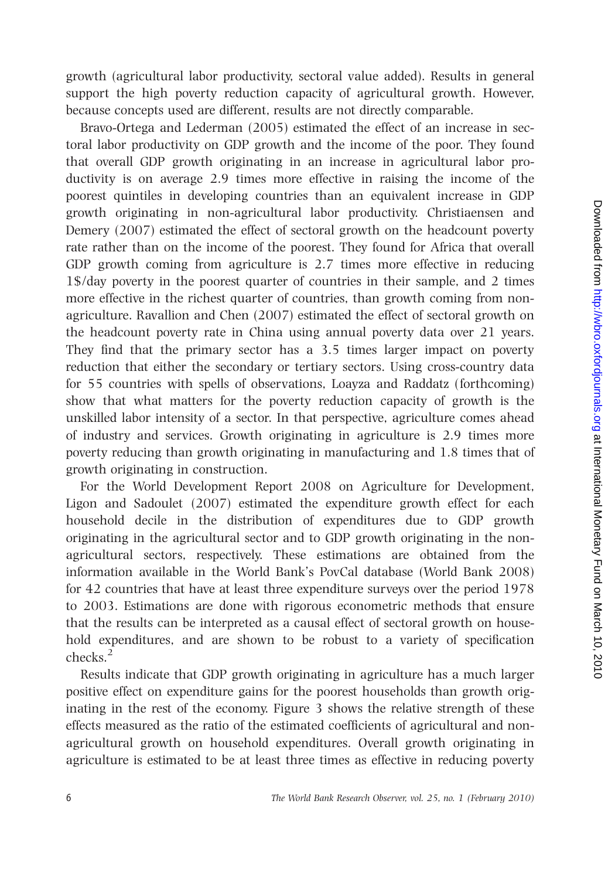growth (agricultural labor productivity, sectoral value added). Results in general support the high poverty reduction capacity of agricultural growth. However, because concepts used are different, results are not directly comparable.

Bravo-Ortega and Lederman (2005) estimated the effect of an increase in sectoral labor productivity on GDP growth and the income of the poor. They found that overall GDP growth originating in an increase in agricultural labor productivity is on average 2.9 times more effective in raising the income of the poorest quintiles in developing countries than an equivalent increase in GDP growth originating in non-agricultural labor productivity. Christiaensen and Demery (2007) estimated the effect of sectoral growth on the headcount poverty rate rather than on the income of the poorest. They found for Africa that overall GDP growth coming from agriculture is 2.7 times more effective in reducing 1$/day poverty in the poorest quarter of countries in their sample, and 2 times more effective in the richest quarter of countries, than growth coming from non-agriculture. Ravallion and Chen (2007) estimated the effect of sectoral growth on the headcount poverty rate in China using annual poverty data over 21 years. They find that the primary sector has a 3.5 times larger impact on poverty reduction that either the secondary or tertiary sectors. Using cross-country data for 55 countries with spells of observations, Loayza and Raddatz (forthcoming) show that what matters for the poverty reduction capacity of growth is the unskilled labor intensity of a sector. In that perspective, agriculture comes ahead of industry and services. Growth originating in agriculture is 2.9 times more poverty reducing than growth originating in manufacturing and 1.8 times that of growth originating in construction.

For the World Development Report 2008 on Agriculture for Development, Ligon and Sadoulet (2007) estimated the expenditure growth effect for each household decile in the distribution of expenditures due to GDP growth originating in the agricultural sector and to GDP growth originating in the non-agricultural sectors, respectively. These estimations are obtained from the information available in the World Bank's PovCal database (World Bank 2008) for 42 countries that have at least three expenditure surveys over the period 1978 to 2003. Estimations are done with rigorous econometric methods that ensure that the results can be interpreted as a causal effect of sectoral growth on household expenditures, and are shown to be robust to a variety of specification checks.[2]

Results indicate that GDP growth originating in agriculture has a much larger positive effect on expenditure gains for the poorest households than growth originating in the rest of the economy. Figure 3 shows the relative strength of these effects measured as the ratio of the estimated coefficients of agricultural and non-agricultural growth on household expenditures. Overall growth originating in agriculture is estimated to be at least three times as effective in reducing poverty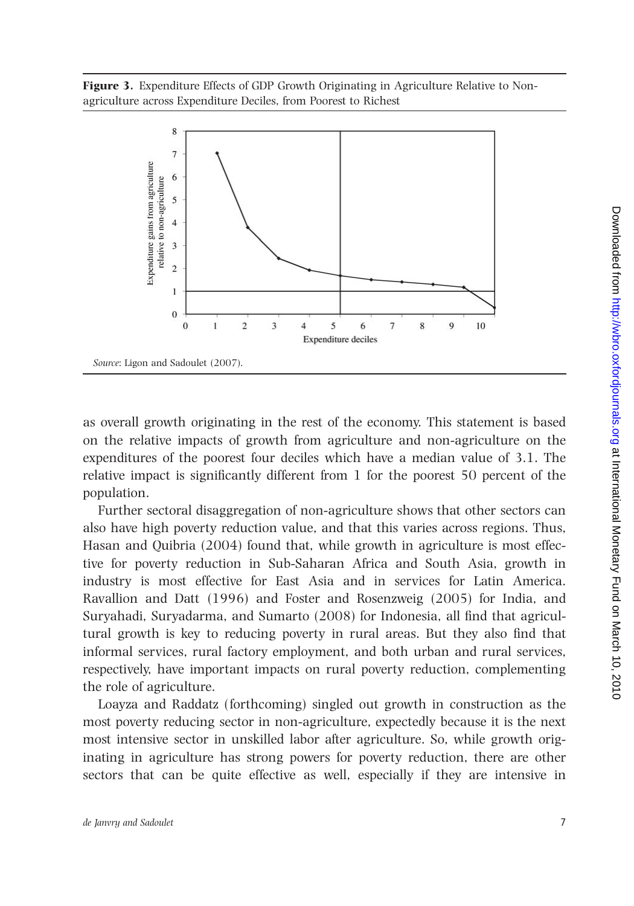**Figure 3.** Expenditure Effects of GDP Growth Originating in Agriculture Relative to Non-agriculture across Expenditure Deciles, from Poorest to Richest

*Source*: Ligon and Sadoulet (2007).

as overall growth originating in the rest of the economy. This statement is based on the relative impacts of growth from agriculture and non-agriculture on the expenditures of the poorest four deciles which have a median value of 3.1. The relative impact is significantly different from 1 for the poorest 50 percent of the population.

Further sectoral disaggregation of non-agriculture shows that other sectors can also have high poverty reduction value, and that this varies across regions. Thus, Hasan and Quibria (2004) found that, while growth in agriculture is most effective for poverty reduction in Sub-Saharan Africa and South Asia, growth in industry is most effective for East Asia and in services for Latin America. Ravallion and Datt (1996) and Foster and Rosenzweig (2005) for India, and Suryahadi, Suryadarma, and Sumarto (2008) for Indonesia, all find that agricultural growth is key to reducing poverty in rural areas. But they also find that informal services, rural factory employment, and both urban and rural services, respectively, have important impacts on rural poverty reduction, complementing the role of agriculture.

Loayza and Raddatz (forthcoming) singled out growth in construction as the most poverty reducing sector in non-agriculture, expectedly because it is the next most intensive sector in unskilled labor after agriculture. So, while growth originating in agriculture has strong powers for poverty reduction, there are other sectors that can be quite effective as well, especially if they are intensive in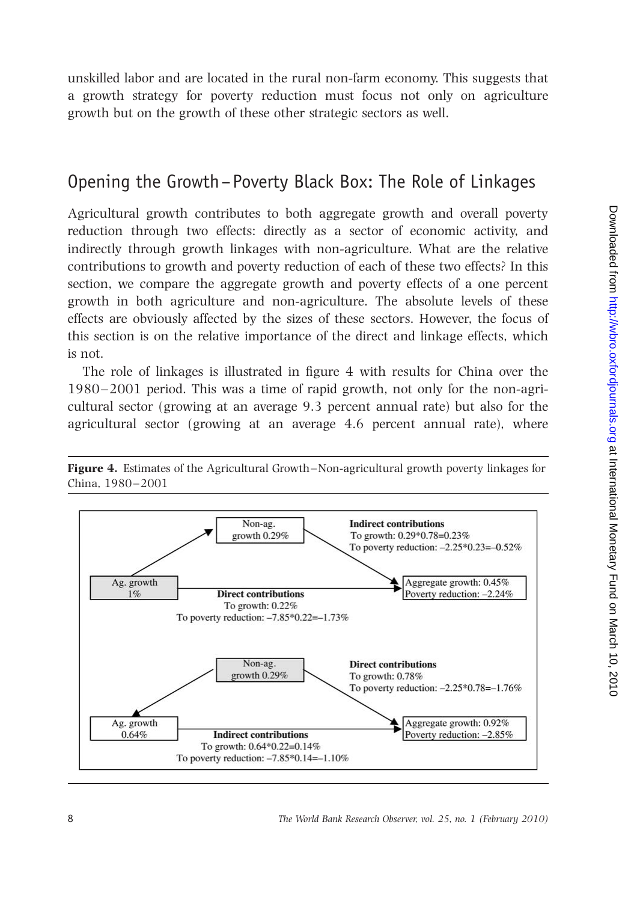unskilled labor and are located in the rural non-farm economy. This suggests that a growth strategy for poverty reduction must focus not only on agriculture growth but on the growth of these other strategic sectors as well.

## Opening the Growth–Poverty Black Box: The Role of Linkages

Agricultural growth contributes to both aggregate growth and overall poverty reduction through two effects: directly as a sector of economic activity, and indirectly through growth linkages with non-agriculture. What are the relative contributions to growth and poverty reduction of each of these two effects? In this section, we compare the aggregate growth and poverty effects of a one percent growth in both agriculture and non-agriculture. The absolute levels of these effects are obviously affected by the sizes of these sectors. However, the focus of this section is on the relative importance of the direct and linkage effects, which is not.

The role of linkages is illustrated in figure 4 with results for China over the 1980–2001 period. This was a time of rapid growth, not only for the non-agricultural sector (growing at an average 9.3 percent annual rate) but also for the agricultural sector (growing at an average 4.6 percent annual rate), where

**Figure 4.** Estimates of the Agricultural Growth–Non-agricultural growth poverty linkages for China, 1980–2001

Ag. growth 1% → Non-ag. growth 0.29%

**Indirect contributions**
To growth: 0.29*0.78=0.23%
To poverty reduction: –2.25*0.23=–0.52%

**Direct contributions**
To growth: 0.22%
To poverty reduction: –7.85*0.22=–1.73%

Aggregate growth: 0.45%
Poverty reduction: –2.24%

Non-ag. growth 0.29% → Ag. growth 0.64%

**Direct contributions**
To growth: 0.78%
To poverty reduction: –2.25*0.78=–1.76%

**Indirect contributions**
To growth: 0.64*0.22=0.14%
To poverty reduction: –7.85*0.14=–1.10%

Aggregate growth: 0.92%
Poverty reduction: –2.85%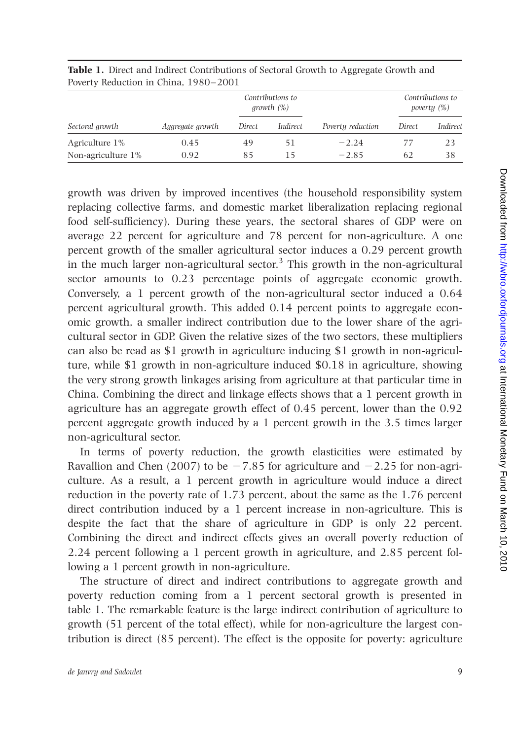**Table 1.** Direct and Indirect Contributions of Sectoral Growth to Aggregate Growth and Poverty Reduction in China, 1980–2001

| Sectoral growth | Aggregate growth | *Contributions to growth (%)* | | Poverty reduction | *Contributions to poverty (%)* | |
|---|---|---|---|---|---|---|
| | | *Direct* | *Indirect* | | *Direct* | *Indirect* |
| Agriculture 1% | 0.45 | 49 | 51 | −2.24 | 77 | 23 |
| Non-agriculture 1% | 0.92 | 85 | 15 | −2.85 | 62 | 38 |

growth was driven by improved incentives (the household responsibility system replacing collective farms, and domestic market liberalization replacing regional food self-sufficiency). During these years, the sectoral shares of GDP were on average 22 percent for agriculture and 78 percent for non-agriculture. A one percent growth of the smaller agricultural sector induces a 0.29 percent growth in the much larger non-agricultural sector.[3] This growth in the non-agricultural sector amounts to 0.23 percentage points of aggregate economic growth. Conversely, a 1 percent growth of the non-agricultural sector induced a 0.64 percent agricultural growth. This added 0.14 percent points to aggregate economic growth, a smaller indirect contribution due to the lower share of the agricultural sector in GDP. Given the relative sizes of the two sectors, these multipliers can also be read as $1 growth in agriculture inducing $1 growth in non-agriculture, while $1 growth in non-agriculture induced $0.18 in agriculture, showing the very strong growth linkages arising from agriculture at that particular time in China. Combining the direct and linkage effects shows that a 1 percent growth in agriculture has an aggregate growth effect of 0.45 percent, lower than the 0.92 percent aggregate growth induced by a 1 percent growth in the 3.5 times larger non-agricultural sector.

In terms of poverty reduction, the growth elasticities were estimated by Ravallion and Chen (2007) to be −7.85 for agriculture and −2.25 for non-agriculture. As a result, a 1 percent growth in agriculture would induce a direct reduction in the poverty rate of 1.73 percent, about the same as the 1.76 percent direct contribution induced by a 1 percent increase in non-agriculture. This is despite the fact that the share of agriculture in GDP is only 22 percent. Combining the direct and indirect effects gives an overall poverty reduction of 2.24 percent following a 1 percent growth in agriculture, and 2.85 percent following a 1 percent growth in non-agriculture.

The structure of direct and indirect contributions to aggregate growth and poverty reduction coming from a 1 percent sectoral growth is presented in table 1. The remarkable feature is the large indirect contribution of agriculture to growth (51 percent of the total effect), while for non-agriculture the largest contribution is direct (85 percent). The effect is the opposite for poverty: agriculture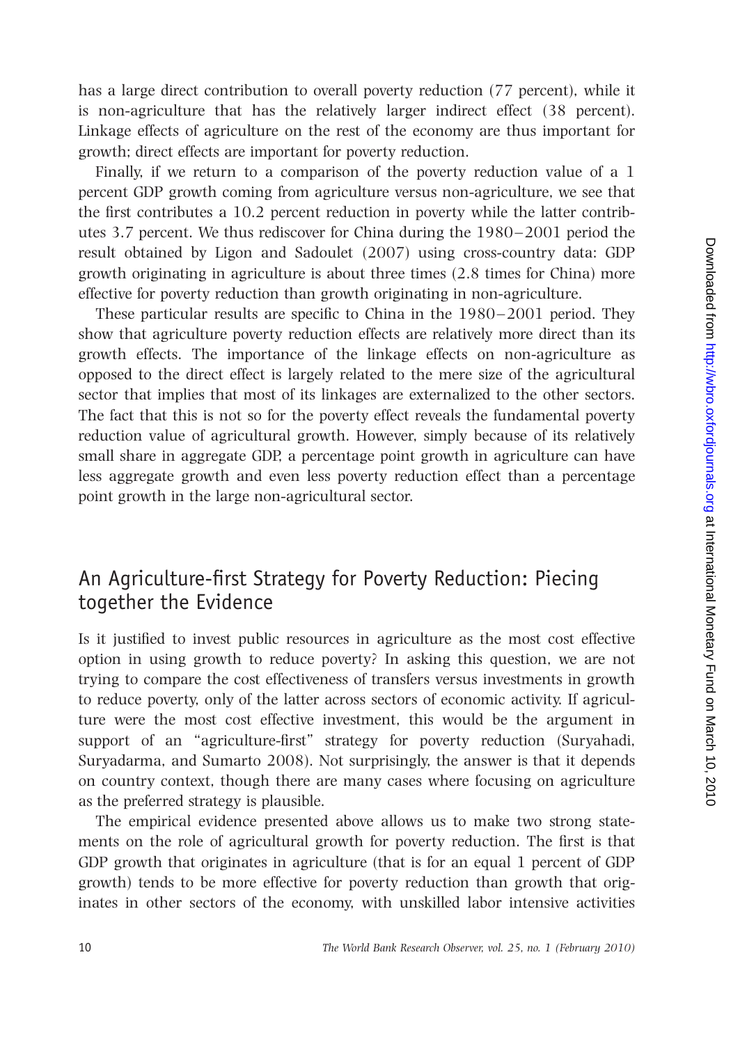has a large direct contribution to overall poverty reduction (77 percent), while it is non-agriculture that has the relatively larger indirect effect (38 percent). Linkage effects of agriculture on the rest of the economy are thus important for growth; direct effects are important for poverty reduction.

Finally, if we return to a comparison of the poverty reduction value of a 1 percent GDP growth coming from agriculture versus non-agriculture, we see that the first contributes a 10.2 percent reduction in poverty while the latter contributes 3.7 percent. We thus rediscover for China during the 1980–2001 period the result obtained by Ligon and Sadoulet (2007) using cross-country data: GDP growth originating in agriculture is about three times (2.8 times for China) more effective for poverty reduction than growth originating in non-agriculture.

These particular results are specific to China in the 1980–2001 period. They show that agriculture poverty reduction effects are relatively more direct than its growth effects. The importance of the linkage effects on non-agriculture as opposed to the direct effect is largely related to the mere size of the agricultural sector that implies that most of its linkages are externalized to the other sectors. The fact that this is not so for the poverty effect reveals the fundamental poverty reduction value of agricultural growth. However, simply because of its relatively small share in aggregate GDP, a percentage point growth in agriculture can have less aggregate growth and even less poverty reduction effect than a percentage point growth in the large non-agricultural sector.

## An Agriculture-first Strategy for Poverty Reduction: Piecing together the Evidence

Is it justified to invest public resources in agriculture as the most cost effective option in using growth to reduce poverty? In asking this question, we are not trying to compare the cost effectiveness of transfers versus investments in growth to reduce poverty, only of the latter across sectors of economic activity. If agriculture were the most cost effective investment, this would be the argument in support of an "agriculture-first" strategy for poverty reduction (Suryahadi, Suryadarma, and Sumarto 2008). Not surprisingly, the answer is that it depends on country context, though there are many cases where focusing on agriculture as the preferred strategy is plausible.

The empirical evidence presented above allows us to make two strong statements on the role of agricultural growth for poverty reduction. The first is that GDP growth that originates in agriculture (that is for an equal 1 percent of GDP growth) tends to be more effective for poverty reduction than growth that originates in other sectors of the economy, with unskilled labor intensive activities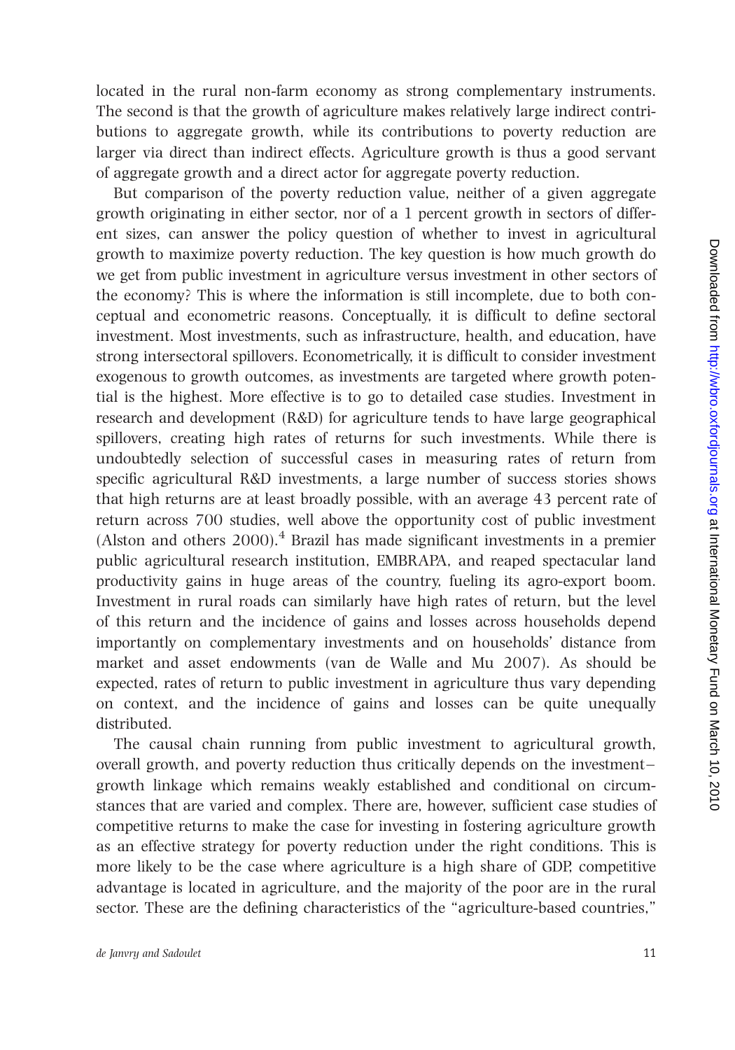located in the rural non-farm economy as strong complementary instruments. The second is that the growth of agriculture makes relatively large indirect contributions to aggregate growth, while its contributions to poverty reduction are larger via direct than indirect effects. Agriculture growth is thus a good servant of aggregate growth and a direct actor for aggregate poverty reduction.

But comparison of the poverty reduction value, neither of a given aggregate growth originating in either sector, nor of a 1 percent growth in sectors of different sizes, can answer the policy question of whether to invest in agricultural growth to maximize poverty reduction. The key question is how much growth do we get from public investment in agriculture versus investment in other sectors of the economy? This is where the information is still incomplete, due to both conceptual and econometric reasons. Conceptually, it is difficult to define sectoral investment. Most investments, such as infrastructure, health, and education, have strong intersectoral spillovers. Econometrically, it is difficult to consider investment exogenous to growth outcomes, as investments are targeted where growth potential is the highest. More effective is to go to detailed case studies. Investment in research and development (R&D) for agriculture tends to have large geographical spillovers, creating high rates of returns for such investments. While there is undoubtedly selection of successful cases in measuring rates of return from specific agricultural R&D investments, a large number of success stories shows that high returns are at least broadly possible, with an average 43 percent rate of return across 700 studies, well above the opportunity cost of public investment (Alston and others 2000).[4] Brazil has made significant investments in a premier public agricultural research institution, EMBRAPA, and reaped spectacular land productivity gains in huge areas of the country, fueling its agro-export boom. Investment in rural roads can similarly have high rates of return, but the level of this return and the incidence of gains and losses across households depend importantly on complementary investments and on households' distance from market and asset endowments (van de Walle and Mu 2007). As should be expected, rates of return to public investment in agriculture thus vary depending on context, and the incidence of gains and losses can be quite unequally distributed.

The causal chain running from public investment to agricultural growth, overall growth, and poverty reduction thus critically depends on the investment–growth linkage which remains weakly established and conditional on circumstances that are varied and complex. There are, however, sufficient case studies of competitive returns to make the case for investing in fostering agriculture growth as an effective strategy for poverty reduction under the right conditions. This is more likely to be the case where agriculture is a high share of GDP, competitive advantage is located in agriculture, and the majority of the poor are in the rural sector. These are the defining characteristics of the "agriculture-based countries,"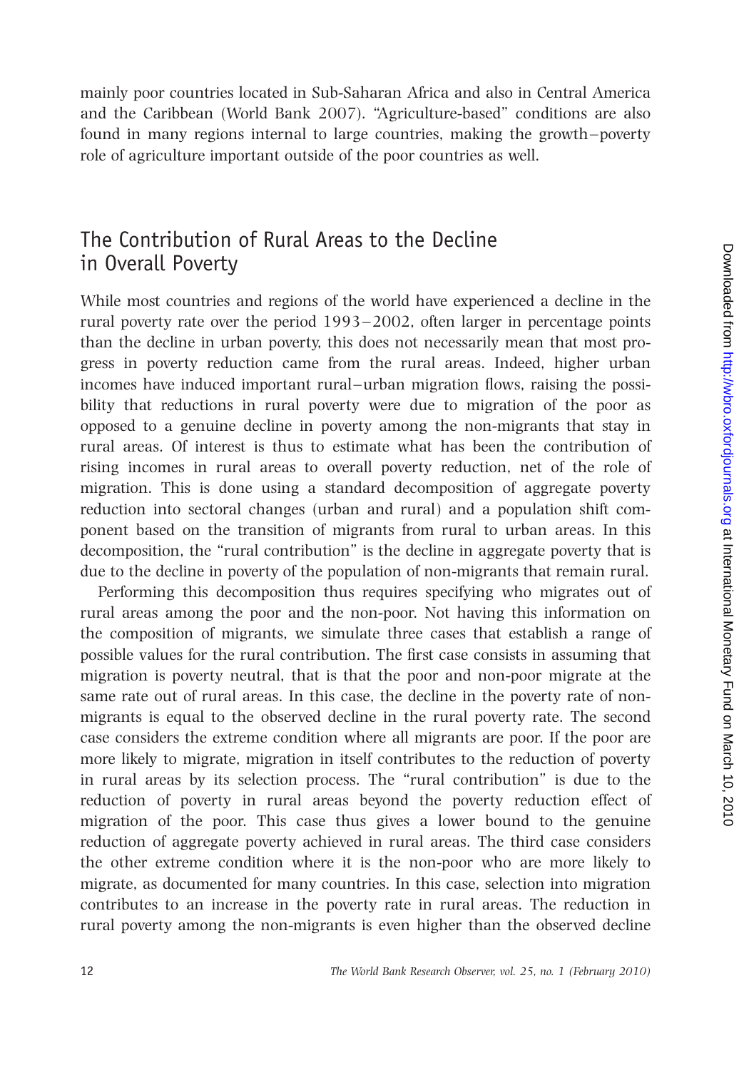mainly poor countries located in Sub-Saharan Africa and also in Central America and the Caribbean (World Bank 2007). "Agriculture-based" conditions are also found in many regions internal to large countries, making the growth–poverty role of agriculture important outside of the poor countries as well.

## The Contribution of Rural Areas to the Decline in Overall Poverty

While most countries and regions of the world have experienced a decline in the rural poverty rate over the period 1993–2002, often larger in percentage points than the decline in urban poverty, this does not necessarily mean that most progress in poverty reduction came from the rural areas. Indeed, higher urban incomes have induced important rural–urban migration flows, raising the possibility that reductions in rural poverty were due to migration of the poor as opposed to a genuine decline in poverty among the non-migrants that stay in rural areas. Of interest is thus to estimate what has been the contribution of rising incomes in rural areas to overall poverty reduction, net of the role of migration. This is done using a standard decomposition of aggregate poverty reduction into sectoral changes (urban and rural) and a population shift component based on the transition of migrants from rural to urban areas. In this decomposition, the "rural contribution" is the decline in aggregate poverty that is due to the decline in poverty of the population of non-migrants that remain rural.

Performing this decomposition thus requires specifying who migrates out of rural areas among the poor and the non-poor. Not having this information on the composition of migrants, we simulate three cases that establish a range of possible values for the rural contribution. The first case consists in assuming that migration is poverty neutral, that is that the poor and non-poor migrate at the same rate out of rural areas. In this case, the decline in the poverty rate of non-migrants is equal to the observed decline in the rural poverty rate. The second case considers the extreme condition where all migrants are poor. If the poor are more likely to migrate, migration in itself contributes to the reduction of poverty in rural areas by its selection process. The "rural contribution" is due to the reduction of poverty in rural areas beyond the poverty reduction effect of migration of the poor. This case thus gives a lower bound to the genuine reduction of aggregate poverty achieved in rural areas. The third case considers the other extreme condition where it is the non-poor who are more likely to migrate, as documented for many countries. In this case, selection into migration contributes to an increase in the poverty rate in rural areas. The reduction in rural poverty among the non-migrants is even higher than the observed decline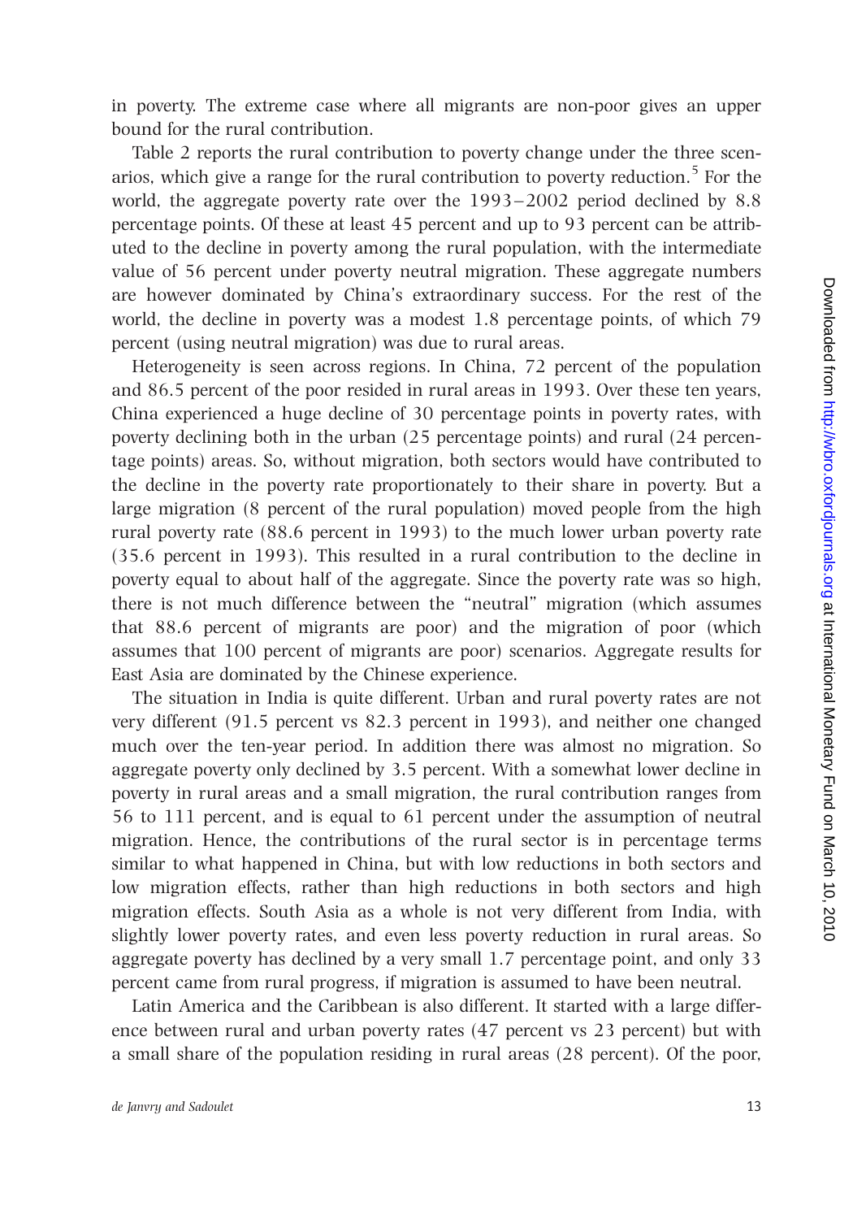in poverty. The extreme case where all migrants are non-poor gives an upper bound for the rural contribution.

Table 2 reports the rural contribution to poverty change under the three scenarios, which give a range for the rural contribution to poverty reduction.[5] For the world, the aggregate poverty rate over the 1993–2002 period declined by 8.8 percentage points. Of these at least 45 percent and up to 93 percent can be attributed to the decline in poverty among the rural population, with the intermediate value of 56 percent under poverty neutral migration. These aggregate numbers are however dominated by China's extraordinary success. For the rest of the world, the decline in poverty was a modest 1.8 percentage points, of which 79 percent (using neutral migration) was due to rural areas.

Heterogeneity is seen across regions. In China, 72 percent of the population and 86.5 percent of the poor resided in rural areas in 1993. Over these ten years, China experienced a huge decline of 30 percentage points in poverty rates, with poverty declining both in the urban (25 percentage points) and rural (24 percentage points) areas. So, without migration, both sectors would have contributed to the decline in the poverty rate proportionately to their share in poverty. But a large migration (8 percent of the rural population) moved people from the high rural poverty rate (88.6 percent in 1993) to the much lower urban poverty rate (35.6 percent in 1993). This resulted in a rural contribution to the decline in poverty equal to about half of the aggregate. Since the poverty rate was so high, there is not much difference between the "neutral" migration (which assumes that 88.6 percent of migrants are poor) and the migration of poor (which assumes that 100 percent of migrants are poor) scenarios. Aggregate results for East Asia are dominated by the Chinese experience.

The situation in India is quite different. Urban and rural poverty rates are not very different (91.5 percent vs 82.3 percent in 1993), and neither one changed much over the ten-year period. In addition there was almost no migration. So aggregate poverty only declined by 3.5 percent. With a somewhat lower decline in poverty in rural areas and a small migration, the rural contribution ranges from 56 to 111 percent, and is equal to 61 percent under the assumption of neutral migration. Hence, the contributions of the rural sector is in percentage terms similar to what happened in China, but with low reductions in both sectors and low migration effects, rather than high reductions in both sectors and high migration effects. South Asia as a whole is not very different from India, with slightly lower poverty rates, and even less poverty reduction in rural areas. So aggregate poverty has declined by a very small 1.7 percentage point, and only 33 percent came from rural progress, if migration is assumed to have been neutral.

Latin America and the Caribbean is also different. It started with a large difference between rural and urban poverty rates (47 percent vs 23 percent) but with a small share of the population residing in rural areas (28 percent). Of the poor,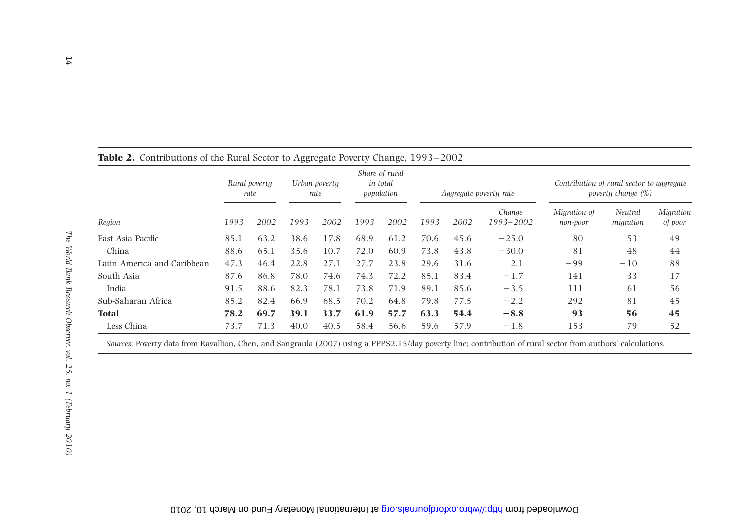**Table 2.** Contributions of the Rural Sector to Aggregate Poverty Change, 1993–2002

| Region | Rural poverty rate | | Urban poverty rate | | Share of rural in total population | | Aggregate poverty rate | | | Contribution of rural sector to aggregate poverty change (%) | | |
|---|---|---|---|---|---|---|---|---|---|---|---|---|
| | 1993 | 2002 | 1993 | 2002 | 1993 | 2002 | 1993 | 2002 | Change 1993–2002 | Migration of non-poor | Neutral migration | Migration of poor |
| East Asia Pacific | 85.1 | 63.2 | 38.6 | 17.8 | 68.9 | 61.2 | 70.6 | 45.6 | −25.0 | 80 | 53 | 49 |
| China | 88.6 | 65.1 | 35.6 | 10.7 | 72.0 | 60.9 | 73.8 | 43.8 | −30.0 | 81 | 48 | 44 |
| Latin America and Caribbean | 47.3 | 46.4 | 22.8 | 27.1 | 27.7 | 23.8 | 29.6 | 31.6 | 2.1 | −99 | −10 | 88 |
| South Asia | 87.6 | 86.8 | 78.0 | 74.6 | 74.3 | 72.2 | 85.1 | 83.4 | −1.7 | 141 | 33 | 17 |
| India | 91.5 | 88.6 | 82.3 | 78.1 | 73.8 | 71.9 | 89.1 | 85.6 | −3.5 | 111 | 61 | 56 |
| Sub-Saharan Africa | 85.2 | 82.4 | 66.9 | 68.5 | 70.2 | 64.8 | 79.8 | 77.5 | −2.2 | 292 | 81 | 45 |
| **Total** | **78.2** | **69.7** | **39.1** | **33.7** | **61.9** | **57.7** | **63.3** | **54.4** | **−8.8** | **93** | **56** | **45** |
| Less China | 73.7 | 71.3 | 40.0 | 40.5 | 58.4 | 56.6 | 59.6 | 57.9 | −1.8 | 153 | 79 | 52 |

*Sources*: Poverty data from Ravallion, Chen, and Sangraula (2007) using a PPP$2.15/day poverty line; contribution of rural sector from authors' calculations.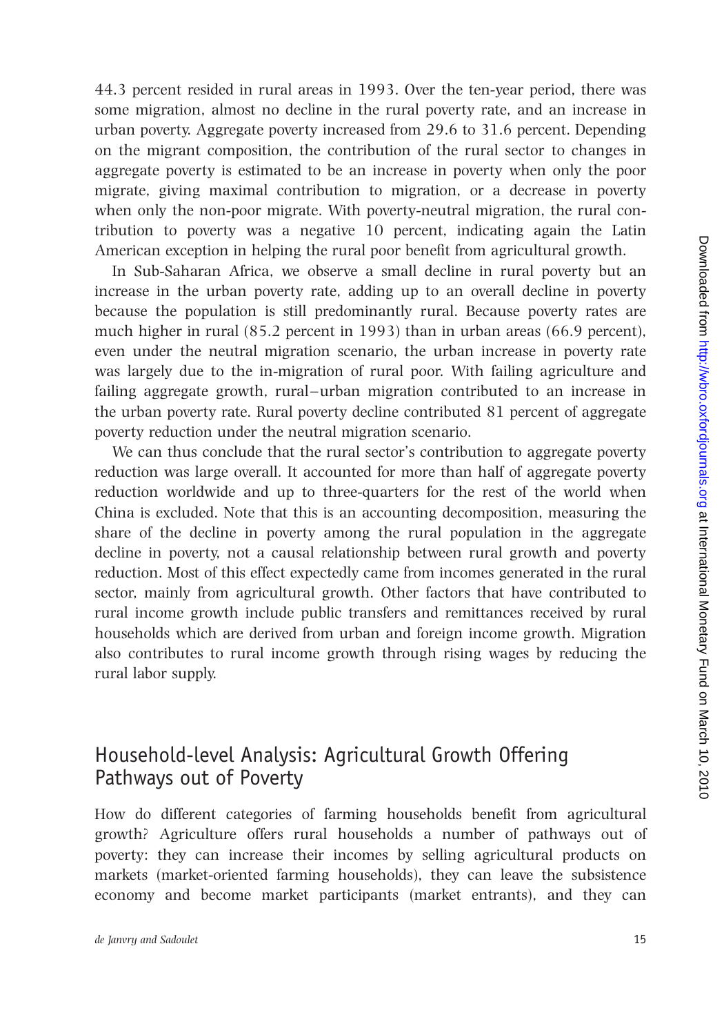44.3 percent resided in rural areas in 1993. Over the ten-year period, there was some migration, almost no decline in the rural poverty rate, and an increase in urban poverty. Aggregate poverty increased from 29.6 to 31.6 percent. Depending on the migrant composition, the contribution of the rural sector to changes in aggregate poverty is estimated to be an increase in poverty when only the poor migrate, giving maximal contribution to migration, or a decrease in poverty when only the non-poor migrate. With poverty-neutral migration, the rural contribution to poverty was a negative 10 percent, indicating again the Latin American exception in helping the rural poor benefit from agricultural growth.

In Sub-Saharan Africa, we observe a small decline in rural poverty but an increase in the urban poverty rate, adding up to an overall decline in poverty because the population is still predominantly rural. Because poverty rates are much higher in rural (85.2 percent in 1993) than in urban areas (66.9 percent), even under the neutral migration scenario, the urban increase in poverty rate was largely due to the in-migration of rural poor. With failing agriculture and failing aggregate growth, rural–urban migration contributed to an increase in the urban poverty rate. Rural poverty decline contributed 81 percent of aggregate poverty reduction under the neutral migration scenario.

We can thus conclude that the rural sector's contribution to aggregate poverty reduction was large overall. It accounted for more than half of aggregate poverty reduction worldwide and up to three-quarters for the rest of the world when China is excluded. Note that this is an accounting decomposition, measuring the share of the decline in poverty among the rural population in the aggregate decline in poverty, not a causal relationship between rural growth and poverty reduction. Most of this effect expectedly came from incomes generated in the rural sector, mainly from agricultural growth. Other factors that have contributed to rural income growth include public transfers and remittances received by rural households which are derived from urban and foreign income growth. Migration also contributes to rural income growth through rising wages by reducing the rural labor supply.

## Household-level Analysis: Agricultural Growth Offering Pathways out of Poverty

How do different categories of farming households benefit from agricultural growth? Agriculture offers rural households a number of pathways out of poverty: they can increase their incomes by selling agricultural products on markets (market-oriented farming households), they can leave the subsistence economy and become market participants (market entrants), and they can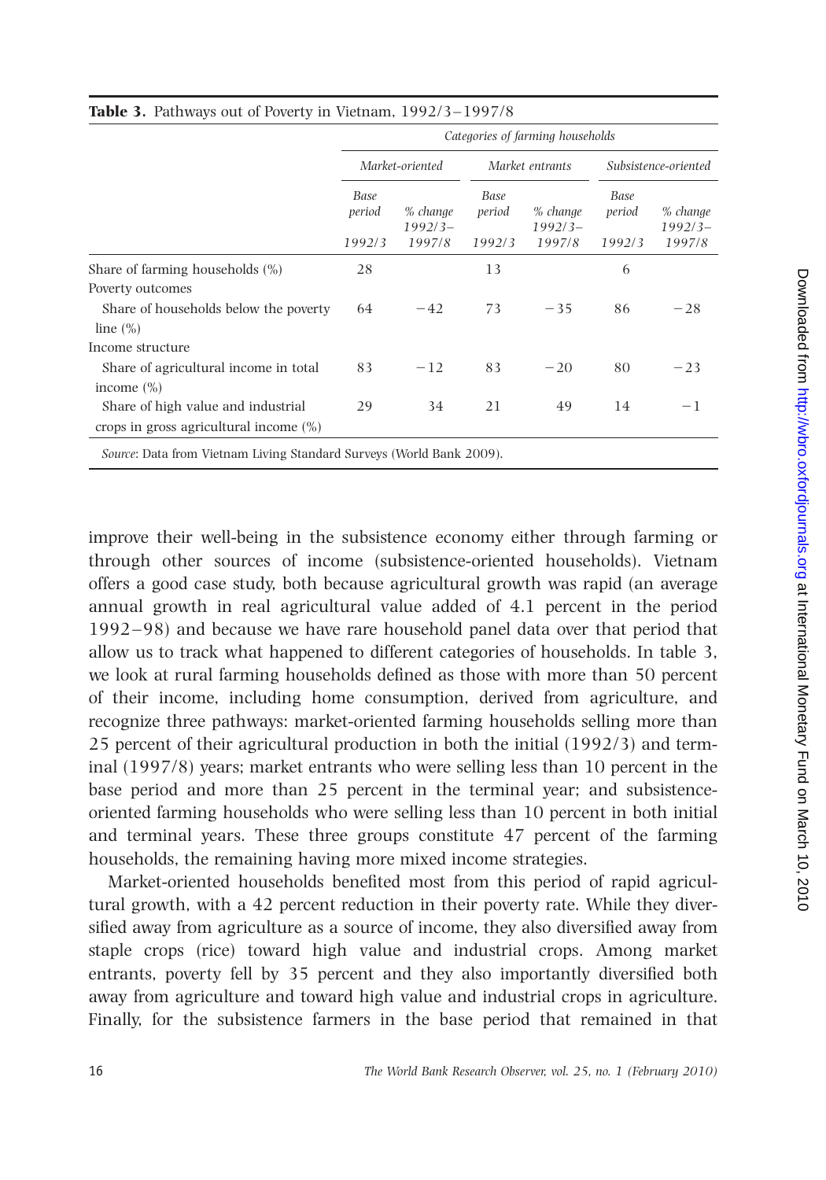**Table 3.** Pathways out of Poverty in Vietnam, 1992/3–1997/8

| | *Categories of farming households* | | | | | |
|---|---|---|---|---|---|---|
| | *Market-oriented* | | *Market entrants* | | *Subsistence-oriented* | |
| | *Base period 1992/3* | *% change 1992/3–1997/8* | *Base period 1992/3* | *% change 1992/3–1997/8* | *Base period 1992/3* | *% change 1992/3–1997/8* |
| Share of farming households (%) | 28 | | 13 | | 6 | |
| Poverty outcomes | | | | | | |
| Share of households below the poverty line (%) | 64 | −42 | 73 | −35 | 86 | −28 |
| Income structure | | | | | | |
| Share of agricultural income in total income (%) | 83 | −12 | 83 | −20 | 80 | −23 |
| Share of high value and industrial crops in gross agricultural income (%) | 29 | 34 | 21 | 49 | 14 | −1 |

*Source*: Data from Vietnam Living Standard Surveys (World Bank 2009).

improve their well-being in the subsistence economy either through farming or through other sources of income (subsistence-oriented households). Vietnam offers a good case study, both because agricultural growth was rapid (an average annual growth in real agricultural value added of 4.1 percent in the period 1992–98) and because we have rare household panel data over that period that allow us to track what happened to different categories of households. In table 3, we look at rural farming households defined as those with more than 50 percent of their income, including home consumption, derived from agriculture, and recognize three pathways: market-oriented farming households selling more than 25 percent of their agricultural production in both the initial (1992/3) and terminal (1997/8) years; market entrants who were selling less than 10 percent in the base period and more than 25 percent in the terminal year; and subsistence-oriented farming households who were selling less than 10 percent in both initial and terminal years. These three groups constitute 47 percent of the farming households, the remaining having more mixed income strategies.

Market-oriented households benefited most from this period of rapid agricultural growth, with a 42 percent reduction in their poverty rate. While they diversified away from agriculture as a source of income, they also diversified away from staple crops (rice) toward high value and industrial crops. Among market entrants, poverty fell by 35 percent and they also importantly diversified both away from agriculture and toward high value and industrial crops in agriculture. Finally, for the subsistence farmers in the base period that remained in that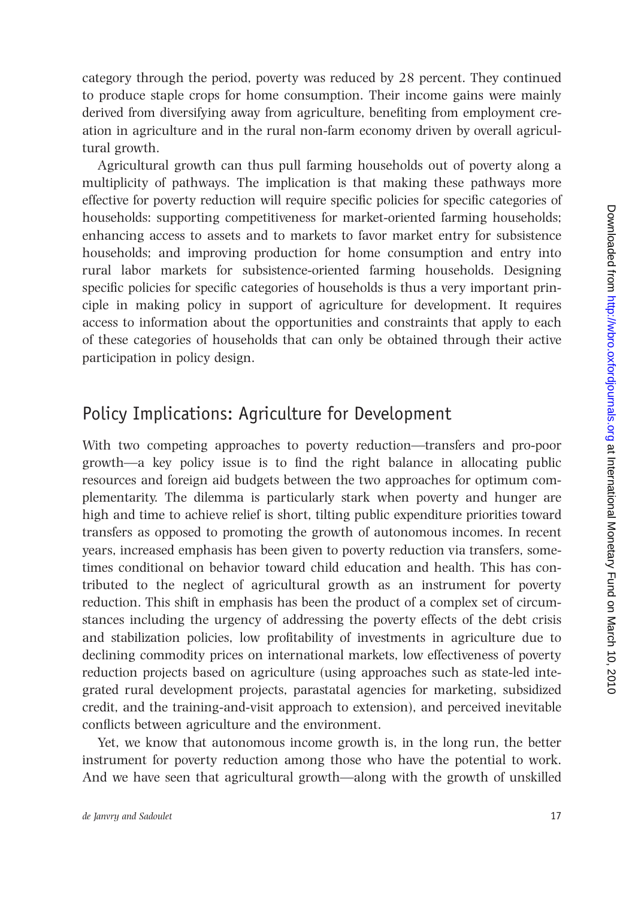category through the period, poverty was reduced by 28 percent. They continued to produce staple crops for home consumption. Their income gains were mainly derived from diversifying away from agriculture, benefiting from employment creation in agriculture and in the rural non-farm economy driven by overall agricultural growth.

Agricultural growth can thus pull farming households out of poverty along a multiplicity of pathways. The implication is that making these pathways more effective for poverty reduction will require specific policies for specific categories of households: supporting competitiveness for market-oriented farming households; enhancing access to assets and to markets to favor market entry for subsistence households; and improving production for home consumption and entry into rural labor markets for subsistence-oriented farming households. Designing specific policies for specific categories of households is thus a very important principle in making policy in support of agriculture for development. It requires access to information about the opportunities and constraints that apply to each of these categories of households that can only be obtained through their active participation in policy design.

## Policy Implications: Agriculture for Development

With two competing approaches to poverty reduction—transfers and pro-poor growth—a key policy issue is to find the right balance in allocating public resources and foreign aid budgets between the two approaches for optimum complementarity. The dilemma is particularly stark when poverty and hunger are high and time to achieve relief is short, tilting public expenditure priorities toward transfers as opposed to promoting the growth of autonomous incomes. In recent years, increased emphasis has been given to poverty reduction via transfers, sometimes conditional on behavior toward child education and health. This has contributed to the neglect of agricultural growth as an instrument for poverty reduction. This shift in emphasis has been the product of a complex set of circumstances including the urgency of addressing the poverty effects of the debt crisis and stabilization policies, low profitability of investments in agriculture due to declining commodity prices on international markets, low effectiveness of poverty reduction projects based on agriculture (using approaches such as state-led integrated rural development projects, parastatal agencies for marketing, subsidized credit, and the training-and-visit approach to extension), and perceived inevitable conflicts between agriculture and the environment.

Yet, we know that autonomous income growth is, in the long run, the better instrument for poverty reduction among those who have the potential to work. And we have seen that agricultural growth—along with the growth of unskilled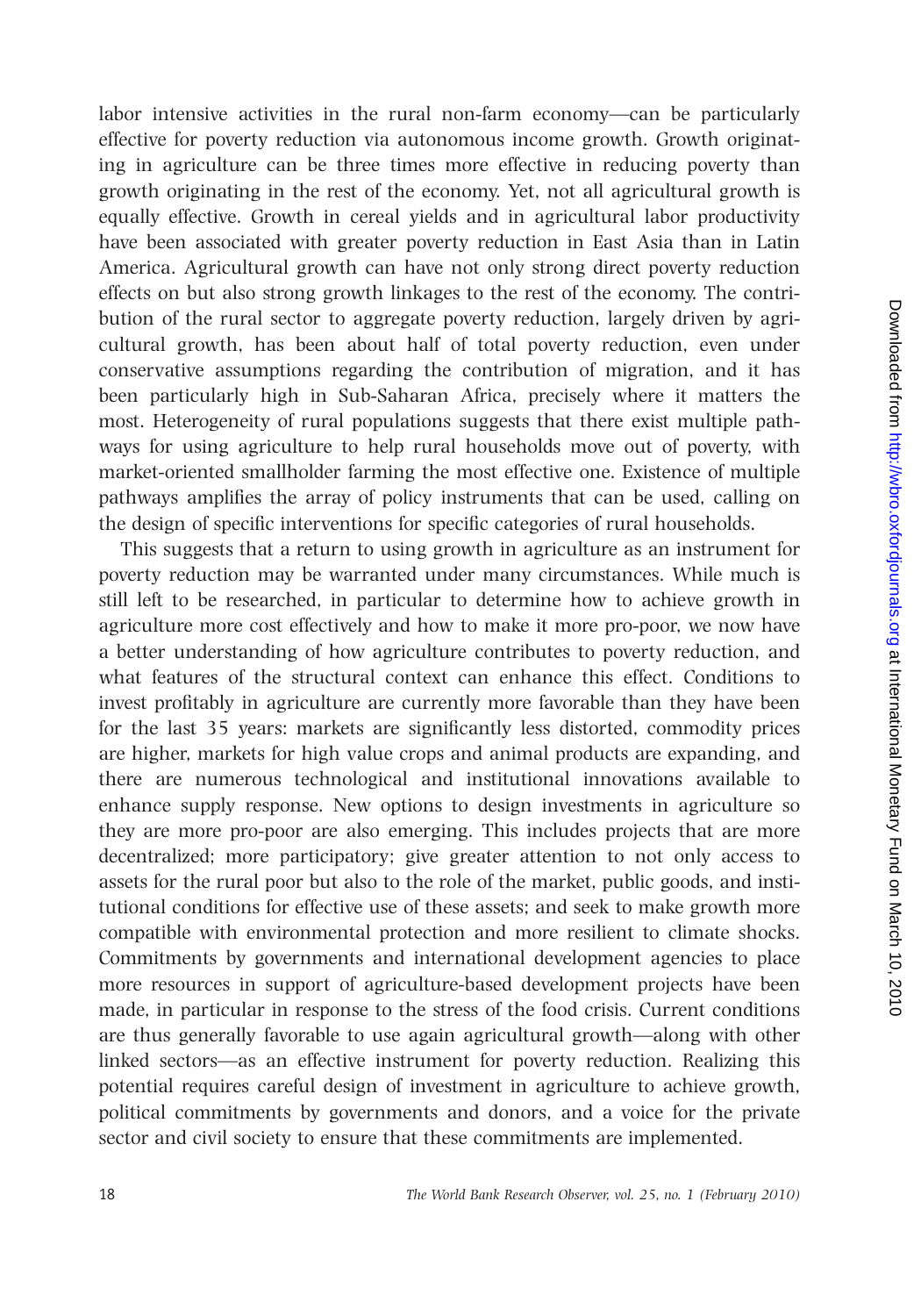labor intensive activities in the rural non-farm economy—can be particularly effective for poverty reduction via autonomous income growth. Growth originating in agriculture can be three times more effective in reducing poverty than growth originating in the rest of the economy. Yet, not all agricultural growth is equally effective. Growth in cereal yields and in agricultural labor productivity have been associated with greater poverty reduction in East Asia than in Latin America. Agricultural growth can have not only strong direct poverty reduction effects on but also strong growth linkages to the rest of the economy. The contribution of the rural sector to aggregate poverty reduction, largely driven by agricultural growth, has been about half of total poverty reduction, even under conservative assumptions regarding the contribution of migration, and it has been particularly high in Sub-Saharan Africa, precisely where it matters the most. Heterogeneity of rural populations suggests that there exist multiple pathways for using agriculture to help rural households move out of poverty, with market-oriented smallholder farming the most effective one. Existence of multiple pathways amplifies the array of policy instruments that can be used, calling on the design of specific interventions for specific categories of rural households.

This suggests that a return to using growth in agriculture as an instrument for poverty reduction may be warranted under many circumstances. While much is still left to be researched, in particular to determine how to achieve growth in agriculture more cost effectively and how to make it more pro-poor, we now have a better understanding of how agriculture contributes to poverty reduction, and what features of the structural context can enhance this effect. Conditions to invest profitably in agriculture are currently more favorable than they have been for the last 35 years: markets are significantly less distorted, commodity prices are higher, markets for high value crops and animal products are expanding, and there are numerous technological and institutional innovations available to enhance supply response. New options to design investments in agriculture so they are more pro-poor are also emerging. This includes projects that are more decentralized; more participatory; give greater attention to not only access to assets for the rural poor but also to the role of the market, public goods, and institutional conditions for effective use of these assets; and seek to make growth more compatible with environmental protection and more resilient to climate shocks. Commitments by governments and international development agencies to place more resources in support of agriculture-based development projects have been made, in particular in response to the stress of the food crisis. Current conditions are thus generally favorable to use again agricultural growth—along with other linked sectors—as an effective instrument for poverty reduction. Realizing this potential requires careful design of investment in agriculture to achieve growth, political commitments by governments and donors, and a voice for the private sector and civil society to ensure that these commitments are implemented.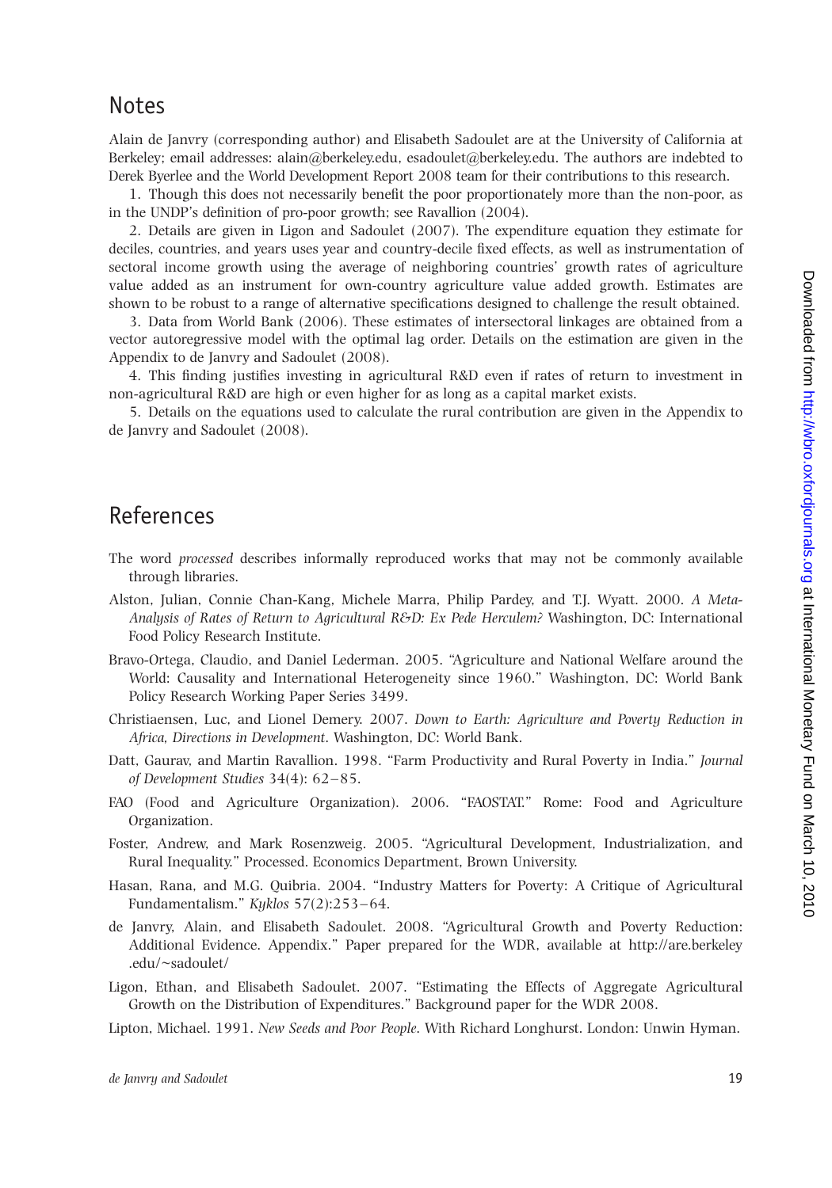## Notes

Alain de Janvry (corresponding author) and Elisabeth Sadoulet are at the University of California at Berkeley; email addresses: alain@berkeley.edu, esadoulet@berkeley.edu. The authors are indebted to Derek Byerlee and the World Development Report 2008 team for their contributions to this research.

1. Though this does not necessarily benefit the poor proportionately more than the non-poor, as in the UNDP's definition of pro-poor growth; see Ravallion (2004).

2. Details are given in Ligon and Sadoulet (2007). The expenditure equation they estimate for deciles, countries, and years uses year and country-decile fixed effects, as well as instrumentation of sectoral income growth using the average of neighboring countries' growth rates of agriculture value added as an instrument for own-country agriculture value added growth. Estimates are shown to be robust to a range of alternative specifications designed to challenge the result obtained.

3. Data from World Bank (2006). These estimates of intersectoral linkages are obtained from a vector autoregressive model with the optimal lag order. Details on the estimation are given in the Appendix to de Janvry and Sadoulet (2008).

4. This finding justifies investing in agricultural R&D even if rates of return to investment in non-agricultural R&D are high or even higher for as long as a capital market exists.

5. Details on the equations used to calculate the rural contribution are given in the Appendix to de Janvry and Sadoulet (2008).

## References

The word *processed* describes informally reproduced works that may not be commonly available through libraries.

Alston, Julian, Connie Chan-Kang, Michele Marra, Philip Pardey, and T.J. Wyatt. 2000. *A Meta-Analysis of Rates of Return to Agricultural R&D: Ex Pede Herculem?* Washington, DC: International Food Policy Research Institute.

Bravo-Ortega, Claudio, and Daniel Lederman. 2005. "Agriculture and National Welfare around the World: Causality and International Heterogeneity since 1960." Washington, DC: World Bank Policy Research Working Paper Series 3499.

Christiaensen, Luc, and Lionel Demery. 2007. *Down to Earth: Agriculture and Poverty Reduction in Africa, Directions in Development*. Washington, DC: World Bank.

Datt, Gaurav, and Martin Ravallion. 1998. "Farm Productivity and Rural Poverty in India." *Journal of Development Studies* 34(4): 62–85.

FAO (Food and Agriculture Organization). 2006. "FAOSTAT." Rome: Food and Agriculture Organization.

Foster, Andrew, and Mark Rosenzweig. 2005. "Agricultural Development, Industrialization, and Rural Inequality." Processed. Economics Department, Brown University.

Hasan, Rana, and M.G. Quibria. 2004. "Industry Matters for Poverty: A Critique of Agricultural Fundamentalism." *Kyklos* 57(2):253–64.

de Janvry, Alain, and Elisabeth Sadoulet. 2008. "Agricultural Growth and Poverty Reduction: Additional Evidence. Appendix." Paper prepared for the WDR, available at http://are.berkeley.edu/~sadoulet/

Ligon, Ethan, and Elisabeth Sadoulet. 2007. "Estimating the Effects of Aggregate Agricultural Growth on the Distribution of Expenditures." Background paper for the WDR 2008.

Lipton, Michael. 1991. *New Seeds and Poor People*. With Richard Longhurst. London: Unwin Hyman.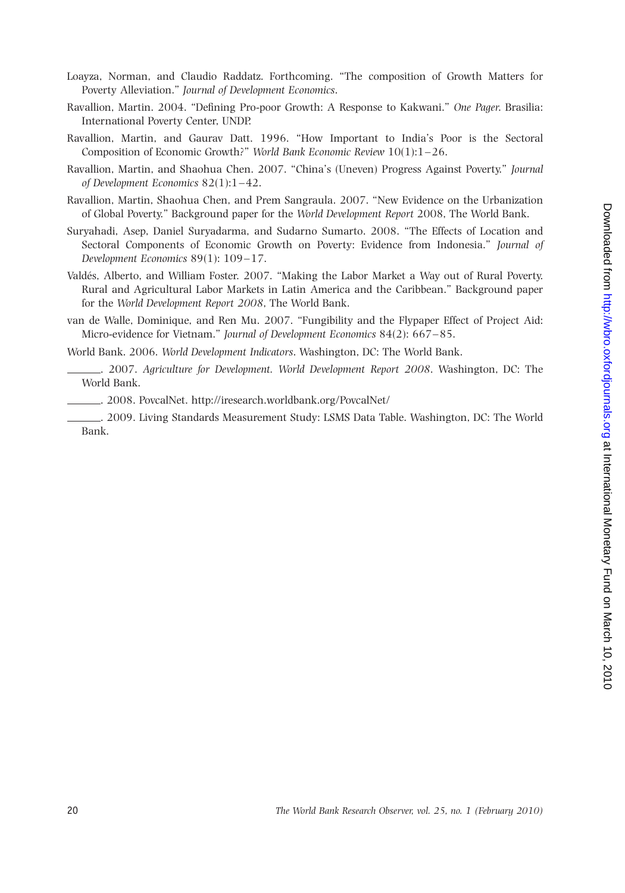Loayza, Norman, and Claudio Raddatz. Forthcoming. "The composition of Growth Matters for Poverty Alleviation." *Journal of Development Economics*.

Ravallion, Martin. 2004. "Defining Pro-poor Growth: A Response to Kakwani." *One Pager*. Brasilia: International Poverty Center, UNDP.

Ravallion, Martin, and Gaurav Datt. 1996. "How Important to India's Poor is the Sectoral Composition of Economic Growth?" *World Bank Economic Review* 10(1):1–26.

Ravallion, Martin, and Shaohua Chen. 2007. "China's (Uneven) Progress Against Poverty." *Journal of Development Economics* 82(1):1–42.

Ravallion, Martin, Shaohua Chen, and Prem Sangraula. 2007. "New Evidence on the Urbanization of Global Poverty." Background paper for the *World Development Report* 2008, The World Bank.

Suryahadi, Asep, Daniel Suryadarma, and Sudarno Sumarto. 2008. "The Effects of Location and Sectoral Components of Economic Growth on Poverty: Evidence from Indonesia." *Journal of Development Economics* 89(1): 109–17.

Valdés, Alberto, and William Foster. 2007. "Making the Labor Market a Way out of Rural Poverty. Rural and Agricultural Labor Markets in Latin America and the Caribbean." Background paper for the *World Development Report 2008*, The World Bank.

van de Walle, Dominique, and Ren Mu. 2007. "Fungibility and the Flypaper Effect of Project Aid: Micro-evidence for Vietnam." *Journal of Development Economics* 84(2): 667–85.

World Bank. 2006. *World Development Indicators*. Washington, DC: The World Bank.

______. 2007. *Agriculture for Development. World Development Report 2008*. Washington, DC: The World Bank.

______. 2008. PovcalNet. http://iresearch.worldbank.org/PovcalNet/

______. 2009. Living Standards Measurement Study: LSMS Data Table. Washington, DC: The World Bank.